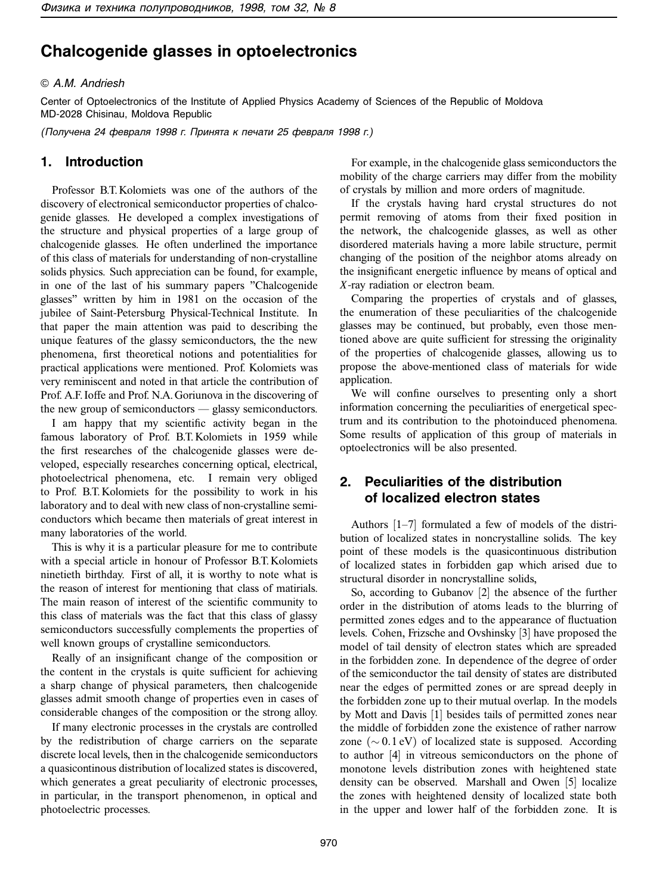# Chalcogenide glasses in optoelectronics

© A.M. Andriesh

Center of Optoelectronics of the Institute of Applied Physics Academy of Sciences of the Republic of Moldova
MD-2028 Chisinau, Moldova Republic

*(Получена 24 февраля 1998 г. Принята к печати 25 февраля 1998 г.)*

## 1. Introduction

Professor B.T. Kolomiets was one of the authors of the discovery of electronical semiconductor properties of chalcogenide glasses. He developed a complex investigations of the structure and physical properties of a large group of chalcogenide glasses. He often underlined the importance of this class of materials for understanding of non-crystalline solids physics. Such appreciation can be found, for example, in one of the last of his summary papers "Chalcogenide glasses" written by him in 1981 on the occasion of the jubilee of Saint-Petersburg Physical-Technical Institute. In that paper the main attention was paid to describing the unique features of the glassy semiconductors, the the new phenomena, first theoretical notions and potentialities for practical applications were mentioned. Prof. Kolomiets was very reminiscent and noted in that article the contribution of Prof. A.F. Ioffe and Prof. N.A. Goriunova in the discovering of the new group of semiconductors — glassy semiconductors.

I am happy that my scientific activity began in the famous laboratory of Prof. B.T. Kolomiets in 1959 while the first researches of the chalcogenide glasses were developed, especially researches concerning optical, electrical, photoelectrical phenomena, etc. I remain very obliged to Prof. B.T. Kolomiets for the possibility to work in his laboratory and to deal with new class of non-crystalline semiconductors which became then materials of great interest in many laboratories of the world.

This is why it is a particular pleasure for me to contribute with a special article in honour of Professor B.T. Kolomiets ninetieth birthday. First of all, it is worthy to note what is the reason of interest for mentioning that class of matirials. The main reason of interest of the scientific community to this class of materials was the fact that this class of glassy semiconductors successfully complements the properties of well known groups of crystalline semiconductors.

Really of an insignificant change of the composition or the content in the crystals is quite sufficient for achieving a sharp change of physical parameters, then chalcogenide glasses admit smooth change of properties even in cases of considerable changes of the composition or the strong alloy.

If many electronic processes in the crystals are controlled by the redistribution of charge carriers on the separate discrete local levels, then in the chalcogenide semiconductors a quasicontinous distribution of localized states is discovered, which generates a great peculiarity of electronic processes, in particular, in the transport phenomenon, in optical and photoelectric processes.

For example, in the chalcogenide glass semiconductors the mobility of the charge carriers may differ from the mobility of crystals by million and more orders of magnitude.

If the crystals having hard crystal structures do not permit removing of atoms from their fixed position in the network, the chalcogenide glasses, as well as other disordered materials having a more labile structure, permit changing of the position of the neighbor atoms already on the insignificant energetic influence by means of optical and $X$-ray radiation or electron beam.

Comparing the properties of crystals and of glasses, the enumeration of these peculiarities of the chalcogenide glasses may be continued, but probably, even those mentioned above are quite sufficient for stressing the originality of the properties of chalcogenide glasses, allowing us to propose the above-mentioned class of materials for wide application.

We will confine ourselves to presenting only a short information concerning the peculiarities of energetical spectrum and its contribution to the photoinduced phenomena. Some results of application of this group of materials in optoelectronics will be also presented.

## 2. Peculiarities of the distribution of localized electron states

Authors [1–7] formulated a few of models of the distribution of localized states in noncrystalline solids. The key point of these models is the quasicontinuous distribution of localized states in forbidden gap which arised due to structural disorder in noncrystalline solids,

So, according to Gubanov [2] the absence of the further order in the distribution of atoms leads to the blurring of permitted zones edges and to the appearance of fluctuation levels. Cohen, Frizsche and Ovshinsky [3] have proposed the model of tail density of electron states which are spreaded in the forbidden zone. In dependence of the degree of order of the semiconductor the tail density of states are distributed near the edges of permitted zones or are spread deeply in the forbidden zone up to their mutual overlap. In the models by Mott and Davis [1] besides tails of permitted zones near the middle of forbidden zone the existence of rather narrow zone ($\sim 0.1$ eV) of localized state is supposed. According to author [4] in vitreous semiconductors on the phone of monotone levels distribution zones with heightened state density can be observed. Marshall and Owen [5] localize the zones with heightened density of localized state both in the upper and lower half of the forbidden zone. It is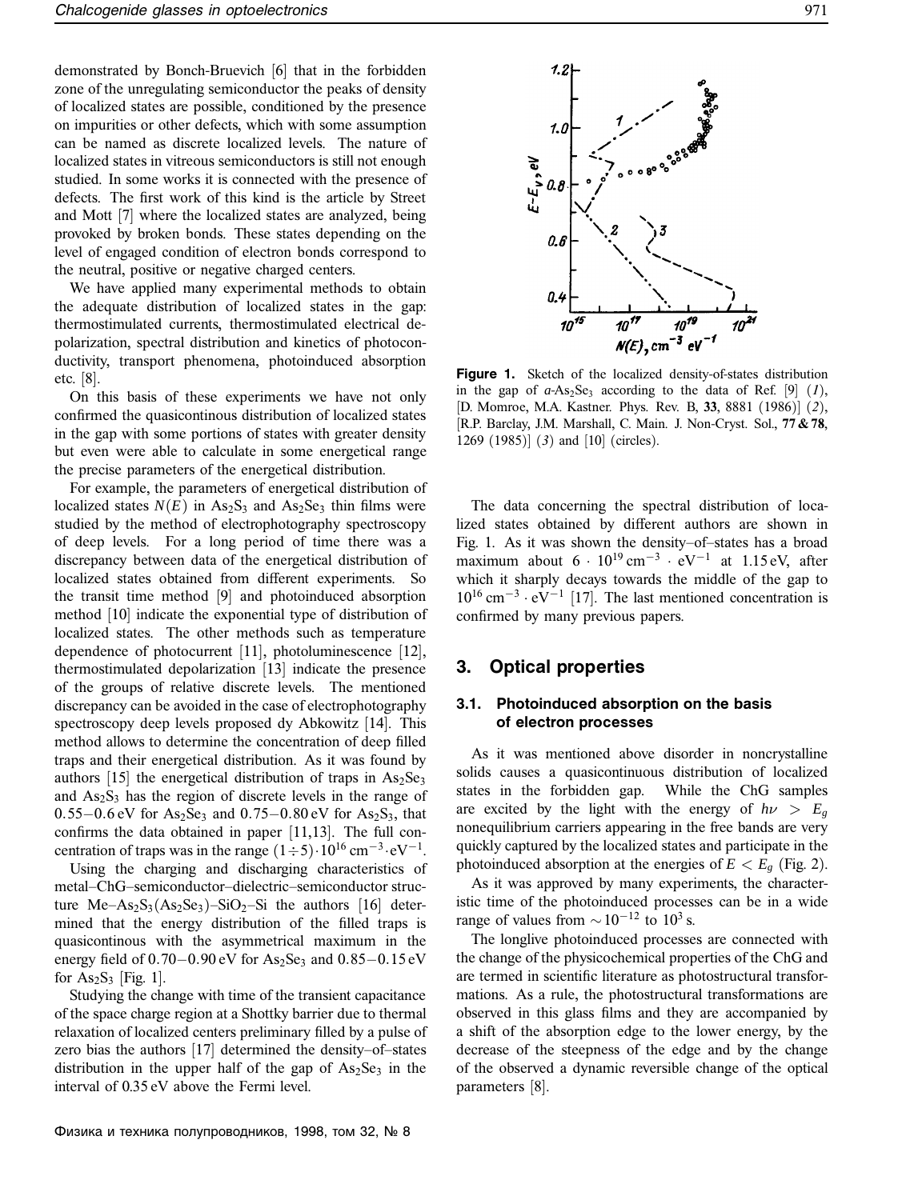demonstrated by Bonch-Bruevich [6] that in the forbidden zone of the unregulating semiconductor the peaks of density of localized states are possible, conditioned by the presence on impurities or other defects, which with some assumption can be named as discrete localized levels. The nature of localized states in vitreous semiconductors is still not enough studied. In some works it is connected with the presence of defects. The first work of this kind is the article by Street and Mott [7] where the localized states are analyzed, being provoked by broken bonds. These states depending on the level of engaged condition of electron bonds correspond to the neutral, positive or negative charged centers.

We have applied many experimental methods to obtain the adequate distribution of localized states in the gap: thermostimulated currents, thermostimulated electrical depolarization, spectral distribution and kinetics of photoconductivity, transport phenomena, photoinduced absorption etc. [8].

On this basis of these experiments we have not only confirmed the quasicontinous distribution of localized states in the gap with some portions of states with greater density but even were able to calculate in some energetical range the precise parameters of the energetical distribution.

For example, the parameters of energetical distribution of localized states $N(E)$ in $As_2S_3$ and $As_2Se_3$ thin films were studied by the method of electrophotography spectroscopy of deep levels. For a long period of time there was a discrepancy between data of the energetical distribution of localized states obtained from different experiments. So the transit time method [9] and photoinduced absorption method [10] indicate the exponential type of distribution of localized states. The other methods such as temperature dependence of photocurrent [11], photoluminescence [12], thermostimulated depolarization [13] indicate the presence of the groups of relative discrete levels. The mentioned discrepancy can be avoided in the case of electrophotography spectroscopy deep levels proposed dy Abkowitz [14]. This method allows to determine the concentration of deep filled traps and their energetical distribution. As it was found by authors [15] the energetical distribution of traps in $As_2Se_3$ and $As_2S_3$ has the region of discrete levels in the range of $0.55-0.6$ eV for $As_2Se_3$ and $0.75-0.80$ eV for $As_2S_3$, that confirms the data obtained in paper [11,13]. The full concentration of traps was in the range $(1\div5)\cdot10^{16}\,\text{cm}^{-3}\cdot\text{eV}^{-1}$.

Using the charging and discharging characteristics of metal–ChG–semiconductor–dielectric–semiconductor structure Me–$As_2S_3$($As_2Se_3$)–$SiO_2$–Si the authors [16] determined that the energy distribution of the filled traps is quasicontinous with the asymmetrical maximum in the energy field of $0.70-0.90$ eV for $As_2Se_3$ and $0.85-0.15$ eV for $As_2S_3$ [Fig. 1].

Studying the change with time of the transient capacitance of the space charge region at a Shottky barrier due to thermal relaxation of localized centers preliminary filled by a pulse of zero bias the authors [17] determined the density–of–states distribution in the upper half of the gap of $As_2Se_3$ in the interval of 0.35 eV above the Fermi level.

**Figure 1.** Sketch of the localized density-of-states distribution in the gap of *a*-$As_2Se_3$ according to the data of Ref. [9] (*1*), [D. Momroe, M.A. Kastner. Phys. Rev. B, **33**, 8881 (1986)] (*2*), [R.P. Barclay, J.M. Marshall, C. Main. J. Non-Cryst. Sol., **77 & 78**, 1269 (1985)] (*3*) and [10] (circles).

The data concerning the spectral distribution of localized states obtained by different authors are shown in Fig. 1. As it was shown the density–of–states has a broad maximum about $6\cdot10^{19}\,\text{cm}^{-3}\cdot\text{eV}^{-1}$ at 1.15 eV, after which it sharply decays towards the middle of the gap to $10^{16}\,\text{cm}^{-3}\cdot\text{eV}^{-1}$ [17]. The last mentioned concentration is confirmed by many previous papers.

## 3. Optical properties

### 3.1. Photoinduced absorption on the basis of electron processes

As it was mentioned above disorder in noncrystalline solids causes a quasicontinuous distribution of localized states in the forbidden gap. While the ChG samples are excited by the light with the energy of $h\nu > E_g$ nonequilibrium carriers appearing in the free bands are very quickly captured by the localized states and participate in the photoinduced absorption at the energies of $E < E_g$ (Fig. 2).

As it was approved by many experiments, the characteristic time of the photoinduced processes can be in a wide range of values from $\sim10^{-12}$ to $10^3$ s.

The longlive photoinduced processes are connected with the change of the physicochemical properties of the ChG and are termed in scientific literature as photostructural transformations. As a rule, the photostructural transformations are observed in this glass films and they are accompanied by a shift of the absorption edge to the lower energy, by the decrease of the steepness of the edge and by the change of the observed a dynamic reversible change of the optical parameters [8].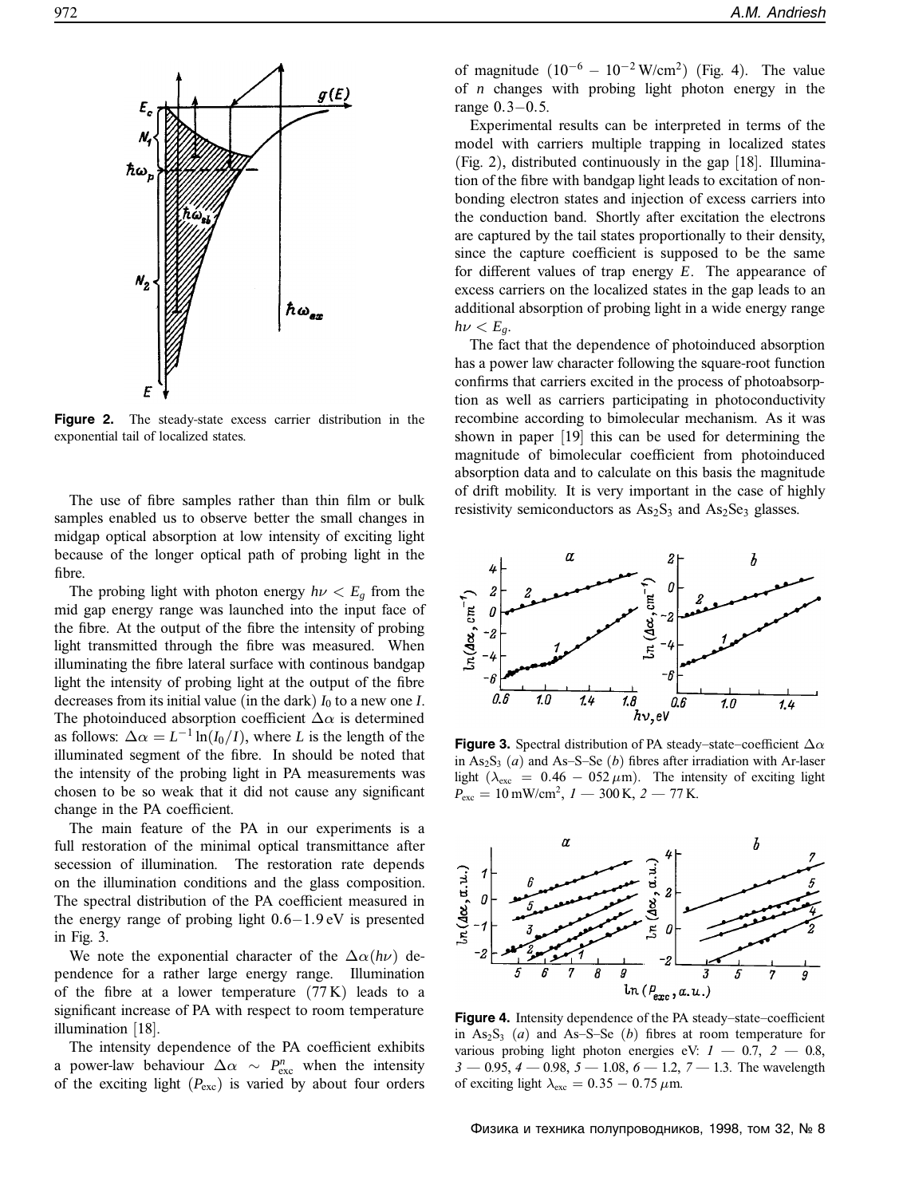Figure 2. The steady-state excess carrier distribution in the exponential tail of localized states.

The use of fibre samples rather than thin film or bulk samples enabled us to observe better the small changes in midgap optical absorption at low intensity of exciting light because of the longer optical path of probing light in the fibre.

The probing light with photon energy $h\nu < E_g$ from the mid gap energy range was launched into the input face of the fibre. At the output of the fibre the intensity of probing light transmitted through the fibre was measured. When illuminating the fibre lateral surface with continous bandgap light the intensity of probing light at the output of the fibre decreases from its initial value (in the dark) $I_0$ to a new one $I$. The photoinduced absorption coefficient $\Delta\alpha$ is determined as follows: $\Delta\alpha = L^{-1}\ln(I_0/I)$, where $L$ is the length of the illuminated segment of the fibre. In should be noted that the intensity of the probing light in PA measurements was chosen to be so weak that it did not cause any significant change in the PA coefficient.

The main feature of the PA in our experiments is a full restoration of the minimal optical transmittance after secession of illumination. The restoration rate depends on the illumination conditions and the glass composition. The spectral distribution of the PA coefficient measured in the energy range of probing light 0.6–1.9 eV is presented in Fig. 3.

We note the exponential character of the $\Delta\alpha(h\nu)$ dependence for a rather large energy range. Illumination of the fibre at a lower temperature (77 K) leads to a significant increase of PA with respect to room temperature illumination [18].

The intensity dependence of the PA coefficient exhibits a power-law behaviour $\Delta\alpha \sim P_{\text{exc}}^{n}$ when the intensity of the exciting light ($P_{\text{exc}}$) is varied by about four orders of magnitude ($10^{-6} - 10^{-2}\,\text{W/cm}^2$) (Fig. 4). The value of $n$ changes with probing light photon energy in the range 0.3–0.5.

Experimental results can be interpreted in terms of the model with carriers multiple trapping in localized states (Fig. 2), distributed continuously in the gap [18]. Illumination of the fibre with bandgap light leads to excitation of non-bonding electron states and injection of excess carriers into the conduction band. Shortly after excitation the electrons are captured by the tail states proportionally to their density, since the capture coefficient is supposed to be the same for different values of trap energy $E$. The appearance of excess carriers on the localized states in the gap leads to an additional absorption of probing light in a wide energy range $h\nu < E_g$.

The fact that the dependence of photoinduced absorption has a power law character following the square-root function confirms that carriers excited in the process of photoabsorption as well as carriers participating in photoconductivity recombine according to bimolecular mechanism. As it was shown in paper [19] this can be used for determining the magnitude of bimolecular coefficient from photoinduced absorption data and to calculate on this basis the magnitude of drift mobility. It is very important in the case of highly resistivity semiconductors as $As_2S_3$ and $As_2Se_3$ glasses.

Figure 3. Spectral distribution of PA steady–state–coefficient $\Delta\alpha$ in $As_2S_3$ (*a*) and As–S–Se (*b*) fibres after irradiation with Ar-laser light ($\lambda_{\text{exc}} = 0.46 - 052\,\mu\text{m}$). The intensity of exciting light $P_{\text{exc}} = 10\,\text{mW/cm}^2$, *1* — 300 K, *2* — 77 K.

Figure 4. Intensity dependence of the PA steady–state–coefficient in $As_2S_3$ (*a*) and As–S–Se (*b*) fibres at room temperature for various probing light photon energies eV: *1* — 0.7, *2* — 0.8, *3* — 0.95, *4* — 0.98, *5* — 1.08, *6* — 1.2, *7* — 1.3. The wavelength of exciting light $\lambda_{\text{exc}} = 0.35 - 0.75\,\mu\text{m}$.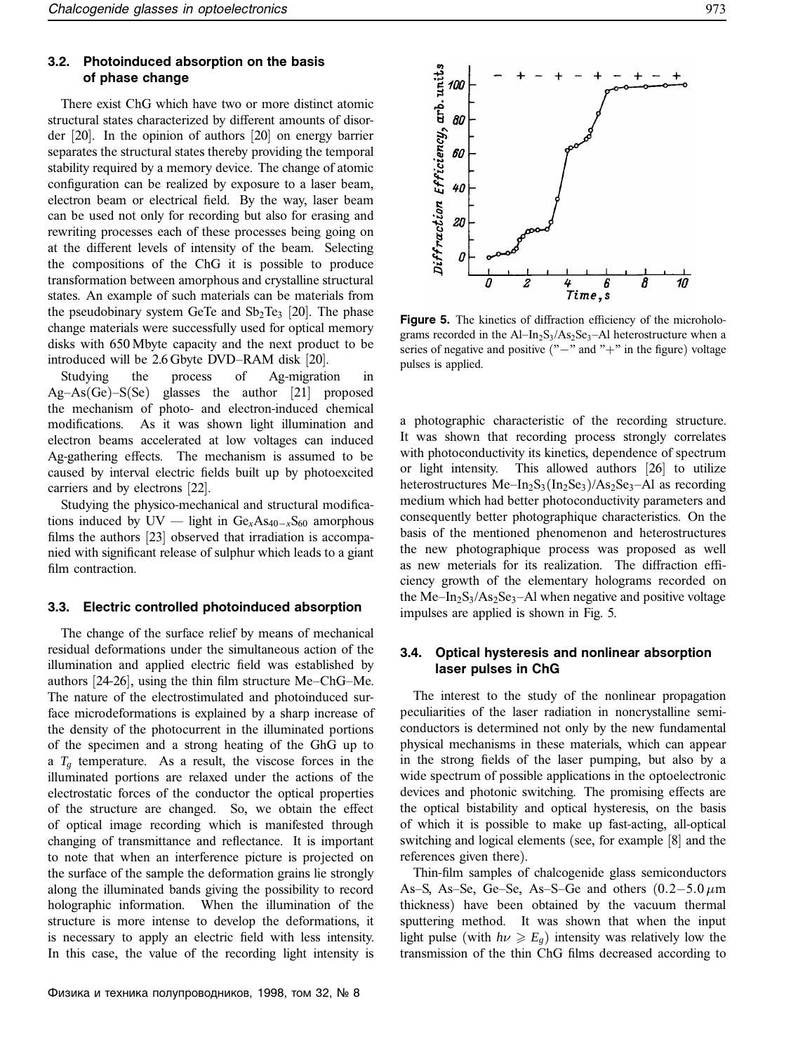### 3.2. Photoinduced absorption on the basis of phase change

There exist ChG which have two or more distinct atomic structural states characterized by different amounts of disorder [20]. In the opinion of authors [20] on energy barrier separates the structural states thereby providing the temporal stability required by a memory device. The change of atomic configuration can be realized by exposure to a laser beam, electron beam or electrical field. By the way, laser beam can be used not only for recording but also for erasing and rewriting processes each of these processes being going on at the different levels of intensity of the beam. Selecting the compositions of the ChG it is possible to produce transformation between amorphous and crystalline structural states. An example of such materials can be materials from the pseudobinary system GeTe and $Sb_2Te_3$ [20]. The phase change materials were successfully used for optical memory disks with 650 Mbyte capacity and the next product to be introduced will be 2.6 Gbyte DVD–RAM disk [20].

Studying the process of Ag-migration in Ag–As(Ge)–S(Se) glasses the author [21] proposed the mechanism of photo- and electron-induced chemical modifications. As it was shown light illumination and electron beams accelerated at low voltages can induced Ag-gathering effects. The mechanism is assumed to be caused by interval electric fields built up by photoexcited carriers and by electrons [22].

Studying the physico-mechanical and structural modifications induced by UV — light in $Ge_xAs_{40-x}S_{60}$ amorphous films the authors [23] observed that irradiation is accompanied with significant release of sulphur which leads to a giant film contraction.

### 3.3. Electric controlled photoinduced absorption

The change of the surface relief by means of mechanical residual deformations under the simultaneous action of the illumination and applied electric field was established by authors [24-26], using the thin film structure Me–ChG–Me. The nature of the electrostimulated and photoinduced surface microdeformations is explained by a sharp increase of the density of the photocurrent in the illuminated portions of the specimen and a strong heating of the GhG up to a $T_g$ temperature. As a result, the viscose forces in the illuminated portions are relaxed under the actions of the electrostatic forces of the conductor the optical properties of the structure are changed. So, we obtain the effect of optical image recording which is manifested through changing of transmittance and reflectance. It is important to note that when an interference picture is projected on the surface of the sample the deformation grains lie strongly along the illuminated bands giving the possibility to record holographic information. When the illumination of the structure is more intense to develop the deformations, it is necessary to apply an electric field with less intensity. In this case, the value of the recording light intensity is a photographic characteristic of the recording structure. It was shown that recording process strongly correlates with photoconductivity its kinetics, dependence of spectrum or light intensity. This allowed authors [26] to utilize heterostructures Me–$In_2S_3$($In_2Se_3$)/$As_2Se_3$–Al as recording medium which had better photoconductivity parameters and consequently better photographique characteristics. On the basis of the mentioned phenomenon and heterostructures the new photographique process was proposed as well as new meterials for its realization. The diffraction efficiency growth of the elementary holograms recorded on the Me–$In_2S_3$/$As_2Se_3$–Al when negative and positive voltage impulses are applied is shown in Fig. 5.

**Figure 5.** The kinetics of diffraction efficiency of the microholograms recorded in the Al–$In_2S_3$/$As_2Se_3$–Al heterostructure when a series of negative and positive ("−" and "+" in the figure) voltage pulses is applied.

### 3.4. Optical hysteresis and nonlinear absorption laser pulses in ChG

The interest to the study of the nonlinear propagation peculiarities of the laser radiation in noncrystalline semiconductors is determined not only by the new fundamental physical mechanisms in these materials, which can appear in the strong fields of the laser pumping, but also by a wide spectrum of possible applications in the optoelectronic devices and photonic switching. The promising effects are the optical bistability and optical hysteresis, on the basis of which it is possible to make up fast-acting, all-optical switching and logical elements (see, for example [8] and the references given there).

Thin-film samples of chalcogenide glass semiconductors As–S, As–Se, Ge–Se, As–S–Ge and others ($0.2-5.0\,\mu$m thickness) have been obtained by the vacuum thermal sputtering method. It was shown that when the input light pulse (with $h\nu \geqslant E_g$) intensity was relatively low the transmission of the thin ChG films decreased according to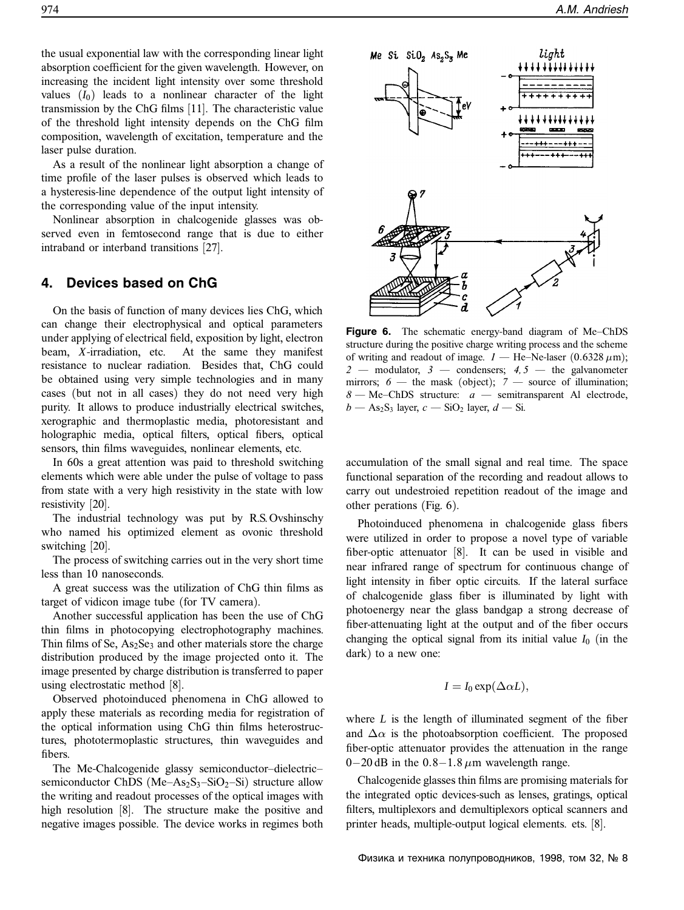the usual exponential law with the corresponding linear light absorption coefficient for the given wavelength. However, on increasing the incident light intensity over some threshold values ($I_0$) leads to a nonlinear character of the light transmission by the ChG films [11]. The characteristic value of the threshold light intensity depends on the ChG film composition, wavelength of excitation, temperature and the laser pulse duration.

As a result of the nonlinear light absorption a change of time profile of the laser pulses is observed which leads to a hysteresis-line dependence of the output light intensity of the corresponding value of the input intensity.

Nonlinear absorption in chalcogenide glasses was observed even in femtosecond range that is due to either intraband or interband transitions [27].

## 4. Devices based on ChG

On the basis of function of many devices lies ChG, which can change their electrophysical and optical parameters under applying of electrical field, exposition by light, electron beam, $X$-irradiation, etc. At the same they manifest resistance to nuclear radiation. Besides that, ChG could be obtained using very simple technologies and in many cases (but not in all cases) they do not need very high purity. It allows to produce industrially electrical switches, xerographic and thermoplastic media, photoresistant and holographic media, optical filters, optical fibers, optical sensors, thin films waveguides, nonlinear elements, etc.

In 60s a great attention was paid to threshold switching elements which were able under the pulse of voltage to pass from state with a very high resistivity in the state with low resistivity [20].

The industrial technology was put by R.S. Ovshinschy who named his optimized element as ovonic threshold switching [20].

The process of switching carries out in the very short time less than 10 nanoseconds.

A great success was the utilization of ChG thin films as target of vidicon image tube (for TV camera).

Another successful application has been the use of ChG thin films in photocopying electrophotography machines. Thin films of Se, $As_2Se_3$ and other materials store the charge distribution produced by the image projected onto it. The image presented by charge distribution is transferred to paper using electrostatic method [8].

Observed photoinduced phenomena in ChG allowed to apply these materials as recording media for registration of the optical information using ChG thin films heterostructures, phototermoplastic structures, thin waveguides and fibers.

The Me-Chalcogenide glassy semiconductor–dielectric–semiconductor ChDS (Me–$As_2S_3$–$SiO_2$–Si) structure allow the writing and readout processes of the optical images with high resolution [8]. The structure make the positive and negative images possible. The device works in regimes both accumulation of the small signal and real time. The space functional separation of the recording and readout allows to carry out undestroied repetition readout of the image and other perations (Fig. 6).

**Figure 6.** The schematic energy-band diagram of Me–ChDS structure during the positive charge writing process and the scheme of writing and readout of image. *1* — He–Ne-laser (0.6328 $\mu$m); *2* — modulator, *3* — condensers; *4, 5* — the galvanometer mirrors; *6* — the mask (object); *7* — source of illumination; *8* — Me–ChDS structure: *a* — semitransparent Al electrode, *b* — $As_2S_3$ layer, *c* — $SiO_2$ layer, *d* — Si.

Photoinduced phenomena in chalcogenide glass fibers were utilized in order to propose a novel type of variable fiber-optic attenuator [8]. It can be used in visible and near infrared range of spectrum for continuous change of light intensity in fiber optic circuits. If the lateral surface of chalcogenide glass fiber is illuminated by light with photoenergy near the glass bandgap a strong decrease of fiber-attenuating light at the output and of the fiber occurs changing the optical signal from its initial value $I_0$ (in the dark) to a new one:

$$I = I_0 \exp(\Delta\alpha L),$$

where $L$ is the length of illuminated segment of the fiber and $\Delta\alpha$ is the photoabsorption coefficient. The proposed fiber-optic attenuator provides the attenuation in the range 0–20 dB in the 0.8–1.8 $\mu$m wavelength range.

Chalcogenide glasses thin films are promising materials for the integrated optic devices-such as lenses, gratings, optical filters, multiplexors and demultiplexors optical scanners and printer heads, multiple-output logical elements. ets. [8].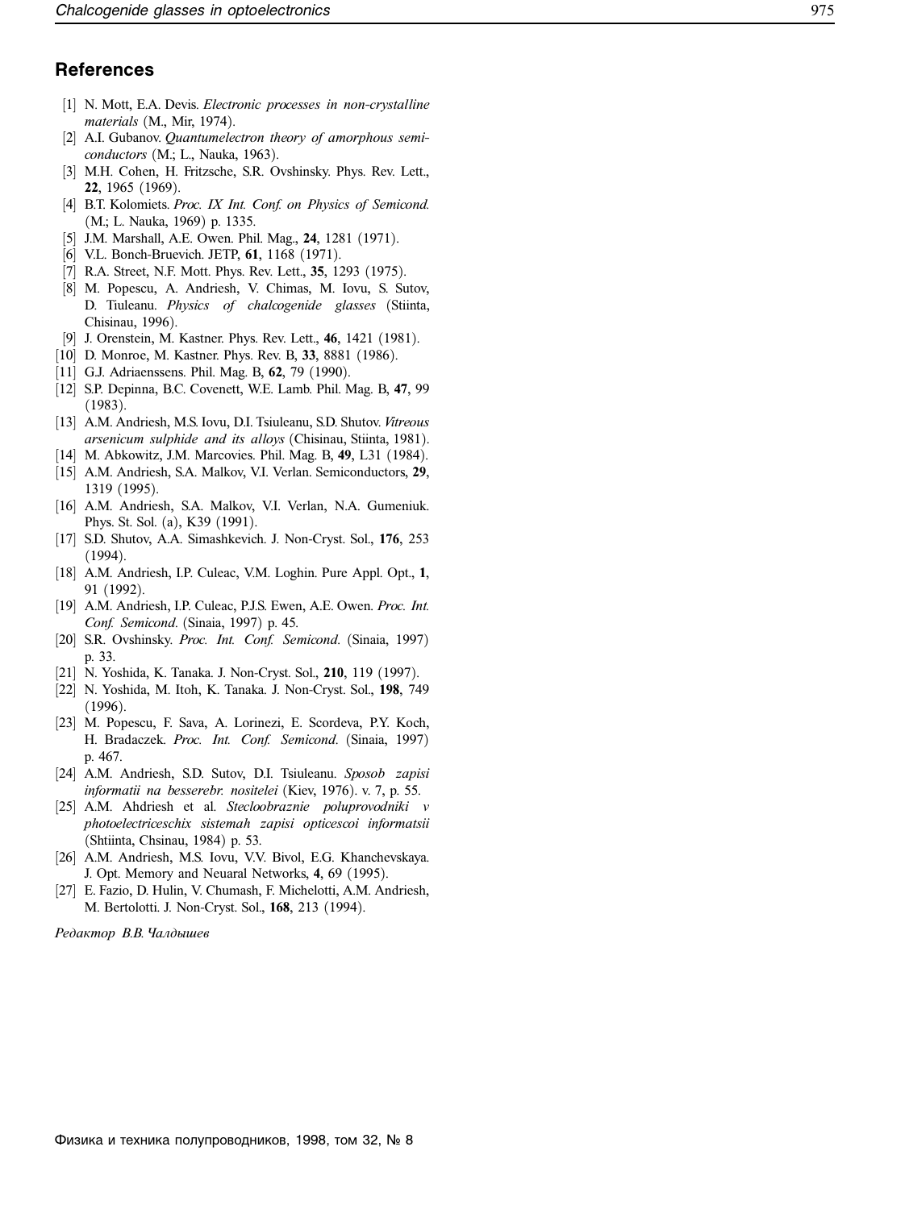## References

[1] N. Mott, E.A. Devis. *Electronic processes in non-crystalline materials* (M., Mir, 1974).
[2] A.I. Gubanov. *Quantumelectron theory of amorphous semiconductors* (M.; L., Nauka, 1963).
[3] M.H. Cohen, H. Fritzsche, S.R. Ovshinsky. Phys. Rev. Lett., **22**, 1965 (1969).
[4] B.T. Kolomiets. *Proc. IX Int. Conf. on Physics of Semicond.* (M.; L. Nauka, 1969) p. 1335.
[5] J.M. Marshall, A.E. Owen. Phil. Mag., **24**, 1281 (1971).
[6] V.L. Bonch-Bruevich. JETP, **61**, 1168 (1971).
[7] R.A. Street, N.F. Mott. Phys. Rev. Lett., **35**, 1293 (1975).
[8] M. Popescu, A. Andriesh, V. Chimas, M. Iovu, S. Sutov, D. Tiuleanu. *Physics of chalcogenide glasses* (Stiinta, Chisinau, 1996).
[9] J. Orenstein, M. Kastner. Phys. Rev. Lett., **46**, 1421 (1981).
[10] D. Monroe, M. Kastner. Phys. Rev. B, **33**, 8881 (1986).
[11] G.J. Adriaenssens. Phil. Mag. B, **62**, 79 (1990).
[12] S.P. Depinna, B.C. Covenett, W.E. Lamb. Phil. Mag. B, **47**, 99 (1983).
[13] A.M. Andriesh, M.S. Iovu, D.I. Tsiuleanu, S.D. Shutov. *Vitreous arsenicum sulphide and its alloys* (Chisinau, Stiinta, 1981).
[14] M. Abkowitz, J.M. Marcovies. Phil. Mag. B, **49**, L31 (1984).
[15] A.M. Andriesh, S.A. Malkov, V.I. Verlan. Semiconductors, **29**, 1319 (1995).
[16] A.M. Andriesh, S.A. Malkov, V.I. Verlan, N.A. Gumeniuk. Phys. St. Sol. (a), K39 (1991).
[17] S.D. Shutov, A.A. Simashkevich. J. Non-Cryst. Sol., **176**, 253 (1994).
[18] A.M. Andriesh, I.P. Culeac, V.M. Loghin. Pure Appl. Opt., **1**, 91 (1992).
[19] A.M. Andriesh, I.P. Culeac, P.J.S. Ewen, A.E. Owen. *Proc. Int. Conf. Semicond.* (Sinaia, 1997) p. 45.
[20] S.R. Ovshinsky. *Proc. Int. Conf. Semicond.* (Sinaia, 1997) p. 33.
[21] N. Yoshida, K. Tanaka. J. Non-Cryst. Sol., **210**, 119 (1997).
[22] N. Yoshida, M. Itoh, K. Tanaka. J. Non-Cryst. Sol., **198**, 749 (1996).
[23] M. Popescu, F. Sava, A. Lorinezi, E. Scordeva, P.Y. Koch, H. Bradaczek. *Proc. Int. Conf. Semicond.* (Sinaia, 1997) p. 467.
[24] A.M. Andriesh, S.D. Sutov, D.I. Tsiuleanu. *Sposob zapisi informatii na besserebr. nositelei* (Kiev, 1976). v. 7, p. 55.
[25] A.M. Ahdriesh et al. *Stecloobraznie poluprovodniki v photoelectriceschix sistemah zapisi opticescoi informatsii* (Shtiinta, Chsinau, 1984) p. 53.
[26] A.M. Andriesh, M.S. Iovu, V.V. Bivol, E.G. Khanchevskaya. J. Opt. Memory and Neuaral Networks, **4**, 69 (1995).
[27] E. Fazio, D. Hulin, V. Chumash, F. Michelotti, A.M. Andriesh, M. Bertolotti. J. Non-Cryst. Sol., **168**, 213 (1994).

*Редактор В.В. Чалдышев*